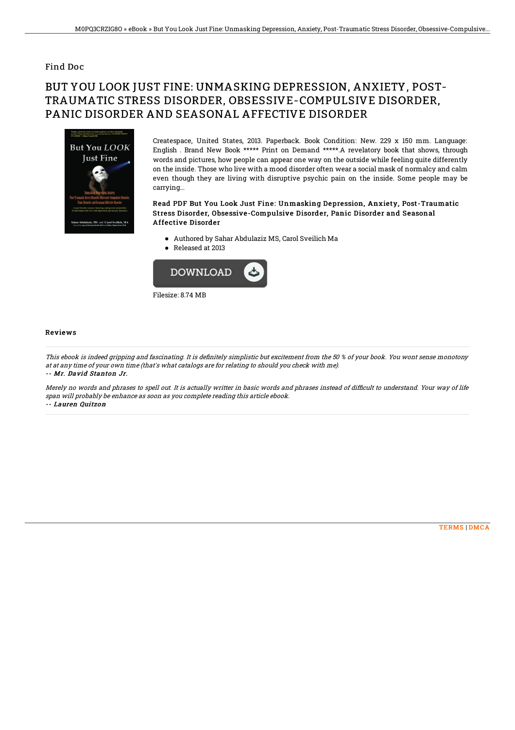Find Doc

# BUT YOU LOOK JUST FINE: UNMASKING DEPRESSION, ANXIETY, POST-TRAUMATIC STRESS DISORDER, OBSESSIVE-COMPULSIVE DISORDER, PANIC DISORDER AND SEASONAL AFFECTIVE DISORDER

Createspace, United States, 2013. Paperback. Book Condition: New. 229 x 150 mm. Language: English . Brand New Book ***** Print on Demand *****.A revelatory book that shows, through words and pictures, how people can appear one way on the outside while feeling quite differently on the inside. Those who live with a mood disorder often wear a social mask of normalcy and calm even though they are living with disruptive psychic pain on the inside. Some people may be carrying...

### Read PDF But You Look Just Fine: Unmasking Depression, Anxiety, Post-Traumatic Stress Disorder, Obsessive-Compulsive Disorder, Panic Disorder and Seasonal Affective Disorder

- Authored by Sahar Abdulaziz MS, Carol Sveilich Ma
- Released at 2013

DOWNLOAD

Filesize: 8.74 MB

## Reviews

*This ebook is indeed gripping and fascinating. It is definitely simplistic but excitement from the 50 % of your book. You wont sense monotony at at any time of your own time (that's what catalogs are for relating to should you check with me).*

*-- Mr. David Stanton Jr.*

*Merely no words and phrases to spell out. It is actually writter in basic words and phrases instead of difficult to understand. Your way of life span will probably be enhance as soon as you complete reading this article ebook.*

*-- Lauren Quitzon*

TERMS | DMCA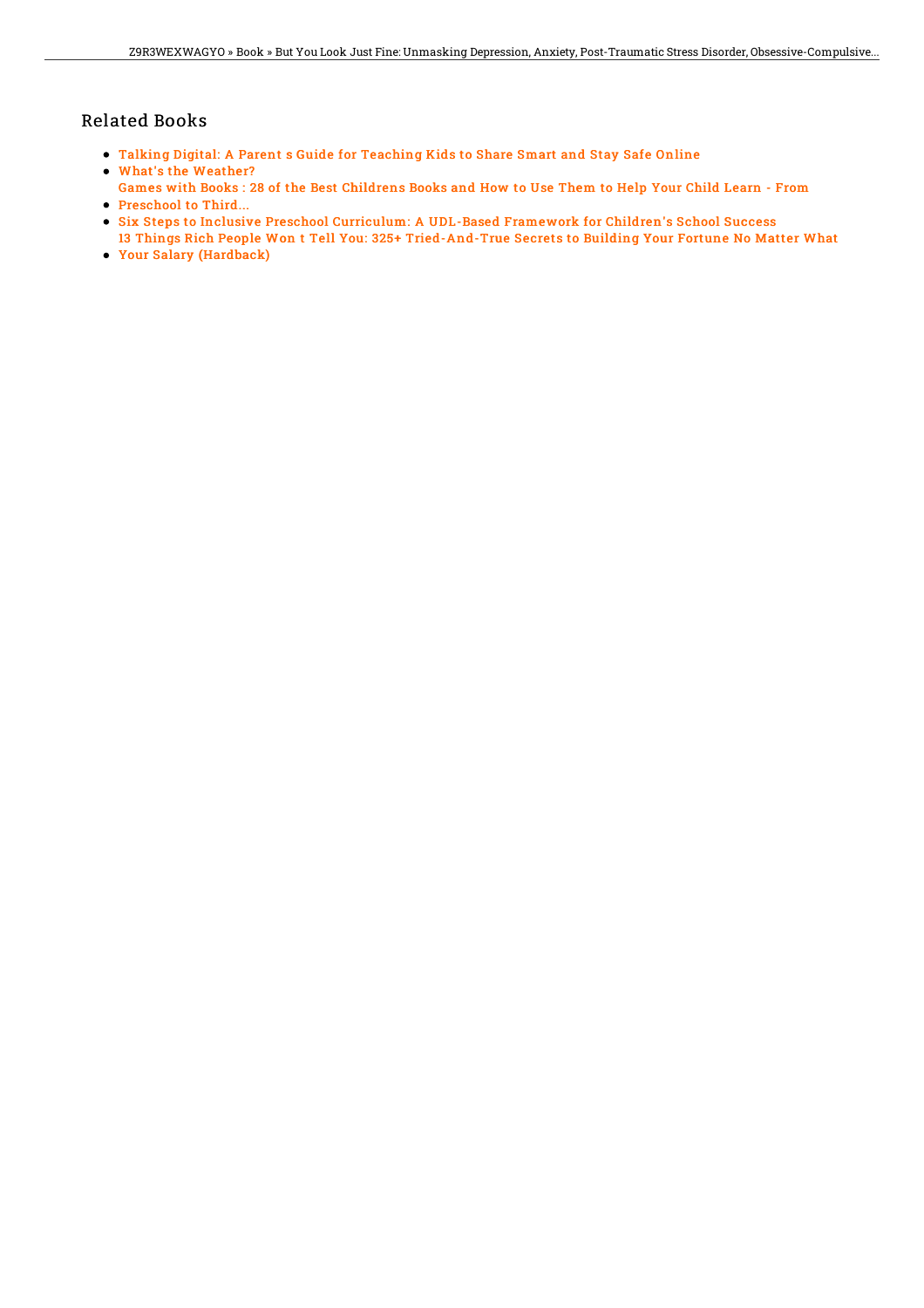## Related Books

- Talking Digital: A Parent s Guide for Teaching Kids to Share Smart and Stay Safe Online
- What's the Weather?
- Games with Books : 28 of the Best Childrens Books and How to Use Them to Help Your Child Learn - From Preschool to Third...
- Six Steps to Inclusive Preschool Curriculum: A UDL-Based Framework for Children's School Success
- 13 Things Rich People Won t Tell You: 325+ Tried-And-True Secrets to Building Your Fortune No Matter What Your Salary (Hardback)